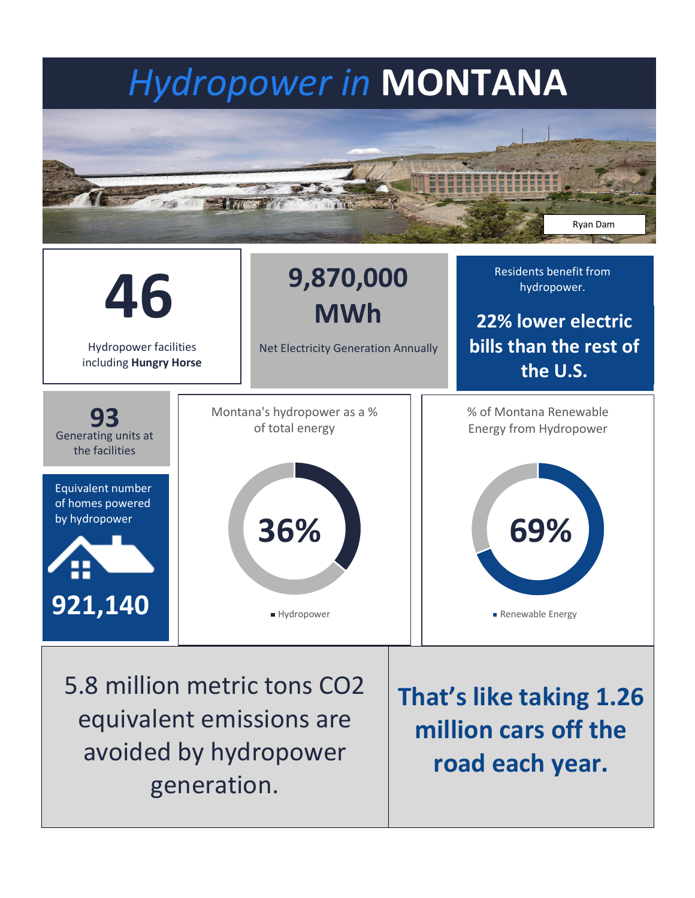# *Hydropower in* **MONTANA**

Ryan Dam

**46**

Hydropower facilities including **Hungry Horse**

**9,870,000 MWh**

Net Electricity Generation Annually

Residents benefit from hydropower.

**22% lower electric bills than the rest of the U.S.**

**93**
Generating units at the facilities

Equivalent number of homes powered by hydropower

**921,140**

Montana's hydropower as a % of total energy

**36%**

Hydropower

% of Montana Renewable Energy from Hydropower

**69%**

Renewable Energy

5.8 million metric tons $CO_2$ equivalent emissions are avoided by hydropower generation.

**That's like taking 1.26 million cars off the road each year.**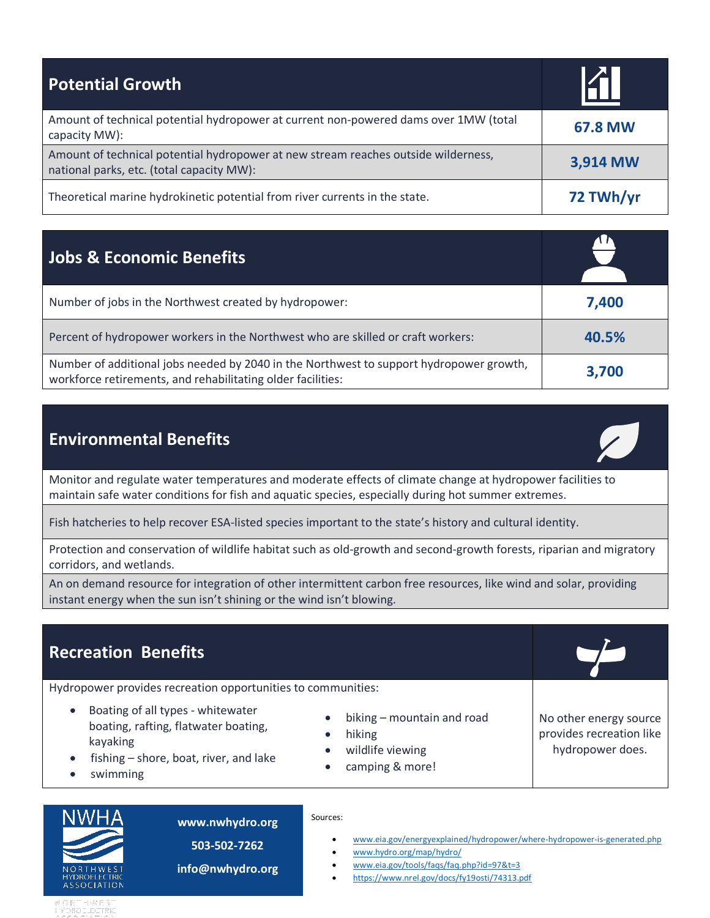## Potential Growth

| | |
|---|---|
| Amount of technical potential hydropower at current non-powered dams over 1MW (total capacity MW): | **67.8 MW** |
| Amount of technical potential hydropower at new stream reaches outside wilderness, national parks, etc. (total capacity MW): | **3,914 MW** |
| Theoretical marine hydrokinetic potential from river currents in the state. | **72 TWh/yr** |

## Jobs & Economic Benefits

| | |
|---|---|
| Number of jobs in the Northwest created by hydropower: | **7,400** |
| Percent of hydropower workers in the Northwest who are skilled or craft workers: | **40.5%** |
| Number of additional jobs needed by 2040 in the Northwest to support hydropower growth, workforce retirements, and rehabilitating older facilities: | **3,700** |

## Environmental Benefits

Monitor and regulate water temperatures and moderate effects of climate change at hydropower facilities to maintain safe water conditions for fish and aquatic species, especially during hot summer extremes.

Fish hatcheries to help recover ESA-listed species important to the state's history and cultural identity.

Protection and conservation of wildlife habitat such as old-growth and second-growth forests, riparian and migratory corridors, and wetlands.

An on demand resource for integration of other intermittent carbon free resources, like wind and solar, providing instant energy when the sun isn't shining or the wind isn't blowing.

## Recreation Benefits

Hydropower provides recreation opportunities to communities:

- Boating of all types - whitewater boating, rafting, flatwater boating, kayaking
- fishing – shore, boat, river, and lake
- swimming
- biking – mountain and road
- hiking
- wildlife viewing
- camping & more!

No other energy source provides recreation like hydropower does.

NWHA
NORTHWEST HYDROELECTRIC ASSOCIATION

**www.nwhydro.org**

**503-502-7262**

**info@nwhydro.org**

Sources:

- www.eia.gov/energyexplained/hydropower/where-hydropower-is-generated.php
- www.hydro.org/map/hydro/
- www.eia.gov/tools/faqs/faq.php?id=97&t=3
- https://www.nrel.gov/docs/fy19osti/74313.pdf